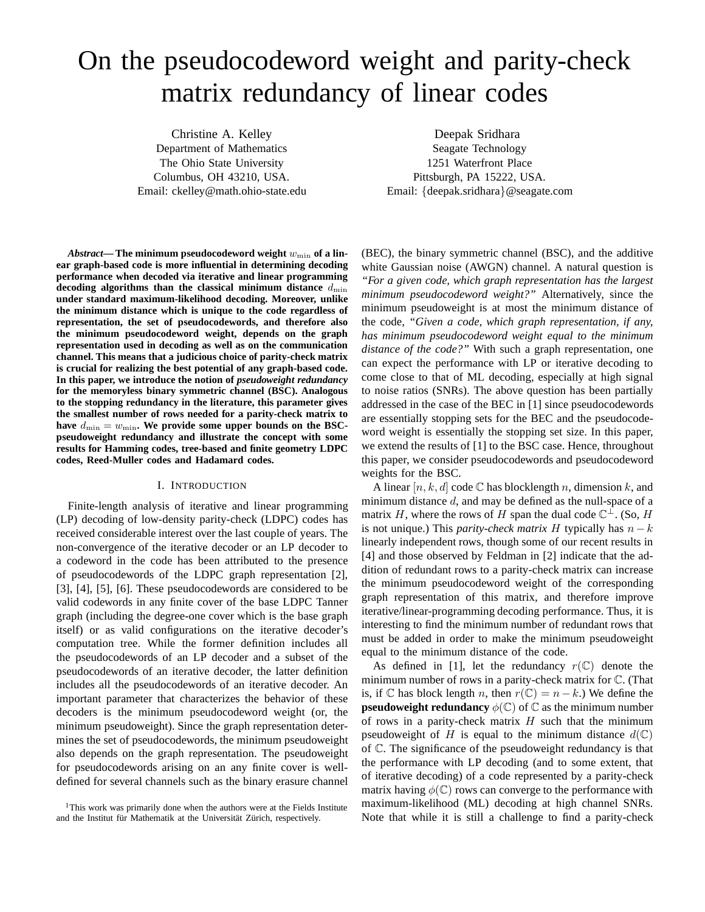# On the pseudocodeword weight and parity-check matrix redundancy of linear codes

Christine A. Kelley
Department of Mathematics
The Ohio State University
Columbus, OH 43210, USA.
Email: ckelley@math.ohio-state.edu

Deepak Sridhara
Seagate Technology
1251 Waterfront Place
Pittsburgh, PA 15222, USA.
Email: {deepak.sridhara}@seagate.com

***Abstract*— The minimum pseudocodeword weight $w_{\min}$ of a linear graph-based code is more influential in determining decoding performance when decoded via iterative and linear programming decoding algorithms than the classical minimum distance $d_{\min}$ under standard maximum-likelihood decoding. Moreover, unlike the minimum distance which is unique to the code regardless of representation, the set of pseudocodewords, and therefore also the minimum pseudocodeword weight, depends on the graph representation used in decoding as well as on the communication channel. This means that a judicious choice of parity-check matrix is crucial for realizing the best potential of any graph-based code. In this paper, we introduce the notion of *pseudoweight redundancy* for the memoryless binary symmetric channel (BSC). Analogous to the stopping redundancy in the literature, this parameter gives the smallest number of rows needed for a parity-check matrix to have $d_{\min} = w_{\min}$. We provide some upper bounds on the BSC-pseudoweight redundancy and illustrate the concept with some results for Hamming codes, tree-based and finite geometry LDPC codes, Reed-Muller codes and Hadamard codes.**

## I. Introduction

Finite-length analysis of iterative and linear programming (LP) decoding of low-density parity-check (LDPC) codes has received considerable interest over the last couple of years. The non-convergence of the iterative decoder or an LP decoder to a codeword in the code has been attributed to the presence of pseudocodewords of the LDPC graph representation [2], [3], [4], [5], [6]. These pseudocodewords are considered to be valid codewords in any finite cover of the base LDPC Tanner graph (including the degree-one cover which is the base graph itself) or as valid configurations on the iterative decoder's computation tree. While the former definition includes all the pseudocodewords of an LP decoder and a subset of the pseudocodewords of an iterative decoder, the latter definition includes all the pseudocodewords of an iterative decoder. An important parameter that characterizes the behavior of these decoders is the minimum pseudocodeword weight (or, the minimum pseudoweight). Since the graph representation determines the set of pseudocodewords, the minimum pseudoweight also depends on the graph representation. The pseudoweight for pseudocodewords arising on an any finite cover is well-defined for several channels such as the binary erasure channel (BEC), the binary symmetric channel (BSC), and the additive white Gaussian noise (AWGN) channel. A natural question is *"For a given code, which graph representation has the largest minimum pseudocodeword weight?"* Alternatively, since the minimum pseudoweight is at most the minimum distance of the code, *"Given a code, which graph representation, if any, has minimum pseudocodeword weight equal to the minimum distance of the code?"* With such a graph representation, one can expect the performance with LP or iterative decoding to come close to that of ML decoding, especially at high signal to noise ratios (SNRs). The above question has been partially addressed in the case of the BEC in [1] since pseudocodewords are essentially stopping sets for the BEC and the pseudocodeword weight is essentially the stopping set size. In this paper, we extend the results of [1] to the BSC case. Hence, throughout this paper, we consider pseudocodewords and pseudocodeword weights for the BSC.

A linear $[n, k, d]$ code $\mathbb{C}$ has blocklength $n$, dimension $k$, and minimum distance $d$, and may be defined as the null-space of a matrix $H$, where the rows of $H$ span the dual code $\mathbb{C}^{\perp}$. (So, $H$ is not unique.) This *parity-check matrix* $H$ typically has $n-k$ linearly independent rows, though some of our recent results in [4] and those observed by Feldman in [2] indicate that the addition of redundant rows to a parity-check matrix can increase the minimum pseudocodeword weight of the corresponding graph representation of this matrix, and therefore improve iterative/linear-programming decoding performance. Thus, it is interesting to find the minimum number of redundant rows that must be added in order to make the minimum pseudoweight equal to the minimum distance of the code.

As defined in [1], let the redundancy $r(\mathbb{C})$ denote the minimum number of rows in a parity-check matrix for $\mathbb{C}$. (That is, if $\mathbb{C}$ has block length $n$, then $r(\mathbb{C}) = n-k$.) We define the **pseudoweight redundancy** $\phi(\mathbb{C})$ of $\mathbb{C}$ as the minimum number of rows in a parity-check matrix $H$ such that the minimum pseudoweight of $H$ is equal to the minimum distance $d(\mathbb{C})$ of $\mathbb{C}$. The significance of the pseudoweight redundancy is that the performance with LP decoding (and to some extent, that of iterative decoding) of a code represented by a parity-check matrix having $\phi(\mathbb{C})$ rows can converge to the performance with maximum-likelihood (ML) decoding at high channel SNRs. Note that while it is still a challenge to find a parity-check

[1]This work was primarily done when the authors were at the Fields Institute and the Institut für Mathematik at the Universität Zürich, respectively.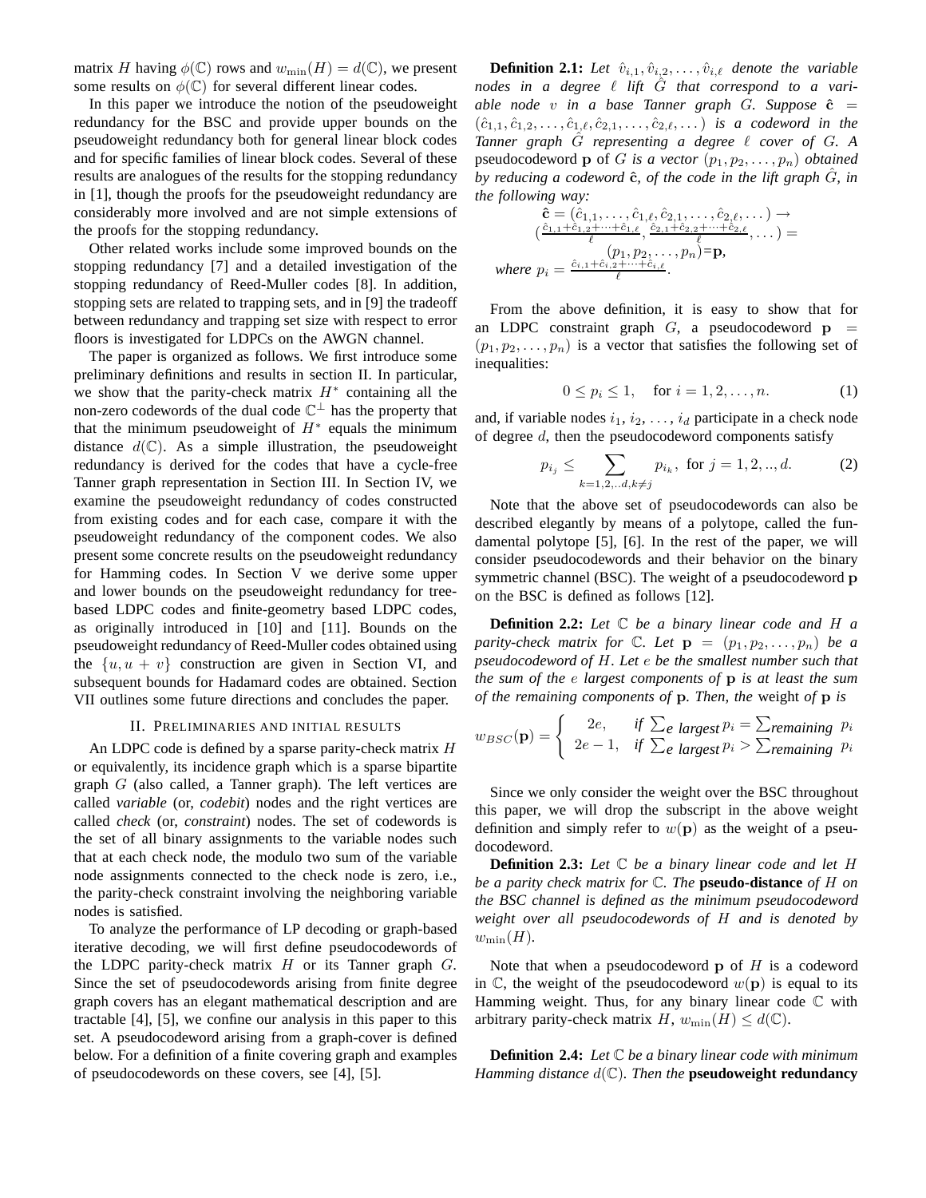matrix $H$ having $\phi(\mathbb{C})$ rows and $w_{\min}(H) = d(\mathbb{C})$, we present some results on $\phi(\mathbb{C})$ for several different linear codes.

In this paper we introduce the notion of the pseudoweight redundancy for the BSC and provide upper bounds on the pseudoweight redundancy both for general linear block codes and for specific families of linear block codes. Several of these results are analogues of the results for the stopping redundancy in [1], though the proofs for the pseudoweight redundancy are considerably more involved and are not simple extensions of the proofs for the stopping redundancy.

Other related works include some improved bounds on the stopping redundancy [7] and a detailed investigation of the stopping redundancy of Reed-Muller codes [8]. In addition, stopping sets are related to trapping sets, and in [9] the tradeoff between redundancy and trapping set size with respect to error floors is investigated for LDPCs on the AWGN channel.

The paper is organized as follows. We first introduce some preliminary definitions and results in section II. In particular, we show that the parity-check matrix $H^*$ containing all the non-zero codewords of the dual code $\mathbb{C}^{\perp}$ has the property that that the minimum pseudoweight of $H^*$ equals the minimum distance $d(\mathbb{C})$. As a simple illustration, the pseudoweight redundancy is derived for the codes that have a cycle-free Tanner graph representation in Section III. In Section IV, we examine the pseudoweight redundancy of codes constructed from existing codes and for each case, compare it with the pseudoweight redundancy of the component codes. We also present some concrete results on the pseudoweight redundancy for Hamming codes. In Section V we derive some upper and lower bounds on the pseudoweight redundancy for tree-based LDPC codes and finite-geometry based LDPC codes, as originally introduced in [10] and [11]. Bounds on the pseudoweight redundancy of Reed-Muller codes obtained using the $\{u, u+v\}$ construction are given in Section VI, and subsequent bounds for Hadamard codes are obtained. Section VII outlines some future directions and concludes the paper.

## II. Preliminaries and initial results

An LDPC code is defined by a sparse parity-check matrix $H$ or equivalently, its incidence graph which is a sparse bipartite graph $G$ (also called, a Tanner graph). The left vertices are called *variable* (or, *codebit*) nodes and the right vertices are called *check* (or, *constraint*) nodes. The set of codewords is the set of all binary assignments to the variable nodes such that at each check node, the modulo two sum of the variable node assignments connected to the check node is zero, i.e., the parity-check constraint involving the neighboring variable nodes is satisfied.

To analyze the performance of LP decoding or graph-based iterative decoding, we will first define pseudocodewords of the LDPC parity-check matrix $H$ or its Tanner graph $G$. Since the set of pseudocodewords arising from finite degree graph covers has an elegant mathematical description and are tractable [4], [5], we confine our analysis in this paper to this set. A pseudocodeword arising from a graph-cover is defined below. For a definition of a finite covering graph and examples of pseudocodewords on these covers, see [4], [5].

**Definition 2.1:** *Let $\hat{v}_{i,1}, \hat{v}_{i,2}, \ldots, \hat{v}_{i,\ell}$ denote the variable nodes in a degree $\ell$ lift $\hat{G}$ that correspond to a variable node $v$ in a base Tanner graph $G$. Suppose $\hat{\mathbf{c}} = (\hat{c}_{1,1}, \hat{c}_{1,2}, \ldots, \hat{c}_{1,\ell}, \hat{c}_{2,1}, \ldots, \hat{c}_{2,\ell}, \ldots)$ is a codeword in the Tanner graph $\hat{G}$ representing a degree $\ell$ cover of $G$. A* pseudocodeword $\mathbf{p}$ of $G$ *is a vector $(p_1, p_2, \ldots, p_n)$ obtained by reducing a codeword $\hat{\mathbf{c}}$, of the code in the lift graph $\hat{G}$, in the following way:*

$$\hat{\mathbf{c}} = (\hat{c}_{1,1}, \ldots, \hat{c}_{1,\ell}, \hat{c}_{2,1}, \ldots, \hat{c}_{2,\ell}, \ldots) \rightarrow \left(\frac{\hat{c}_{1,1}+\hat{c}_{1,2}+\cdots+\hat{c}_{1,\ell}}{\ell}, \frac{\hat{c}_{2,1}+\hat{c}_{2,2}+\cdots+\hat{c}_{2,\ell}}{\ell}, \ldots\right) = (p_1, p_2, \ldots, p_n) = \mathbf{p},$$

*where* $p_i = \frac{\hat{c}_{i,1}+\hat{c}_{i,2}+\cdots+\hat{c}_{i,\ell}}{\ell}$.

From the above definition, it is easy to show that for an LDPC constraint graph $G$, a pseudocodeword $\mathbf{p} = (p_1, p_2, \ldots, p_n)$ is a vector that satisfies the following set of inequalities:

$$0 \le p_i \le 1, \quad \text{for } i = 1, 2, \ldots, n. \tag{1}$$

and, if variable nodes $i_1, i_2, \ldots, i_d$ participate in a check node of degree $d$, then the pseudocodeword components satisfy

$$p_{i_j} \le \sum_{k=1,2,..d, k \ne j} p_{i_k}, \text{ for } j = 1, 2, .., d. \tag{2}$$

Note that the above set of pseudocodewords can also be described elegantly by means of a polytope, called the fundamental polytope [5], [6]. In the rest of the paper, we will consider pseudocodewords and their behavior on the binary symmetric channel (BSC). The weight of a pseudocodeword $\mathbf{p}$ on the BSC is defined as follows [12].

**Definition 2.2:** *Let $\mathbb{C}$ be a binary linear code and $H$ a parity-check matrix for $\mathbb{C}$. Let $\mathbf{p} = (p_1, p_2, \ldots, p_n)$ be a pseudocodeword of $H$. Let $e$ be the smallest number such that the sum of the $e$ largest components of $\mathbf{p}$ is at least the sum of the remaining components of $\mathbf{p}$. Then, the* weight *of $\mathbf{p}$ is*

$$w_{BSC}(\mathbf{p}) = \begin{cases} 2e, & \text{if } \sum_{e \text{ largest}} p_i = \sum_{\text{remaining}} p_i \\ 2e-1, & \text{if } \sum_{e \text{ largest}} p_i > \sum_{\text{remaining}} p_i \end{cases}$$

Since we only consider the weight over the BSC throughout this paper, we will drop the subscript in the above weight definition and simply refer to $w(\mathbf{p})$ as the weight of a pseudocodeword.

**Definition 2.3:** *Let $\mathbb{C}$ be a binary linear code and let $H$ be a parity check matrix for $\mathbb{C}$. The* **pseudo-distance** *of $H$ on the BSC channel is defined as the minimum pseudocodeword weight over all pseudocodewords of $H$ and is denoted by $w_{\min}(H)$.*

Note that when a pseudocodeword $\mathbf{p}$ of $H$ is a codeword in $\mathbb{C}$, the weight of the pseudocodeword $w(\mathbf{p})$ is equal to its Hamming weight. Thus, for any binary linear code $\mathbb{C}$ with arbitrary parity-check matrix $H$, $w_{\min}(H) \le d(\mathbb{C})$.

**Definition 2.4:** *Let $\mathbb{C}$ be a binary linear code with minimum Hamming distance $d(\mathbb{C})$. Then the* **pseudoweight redundancy**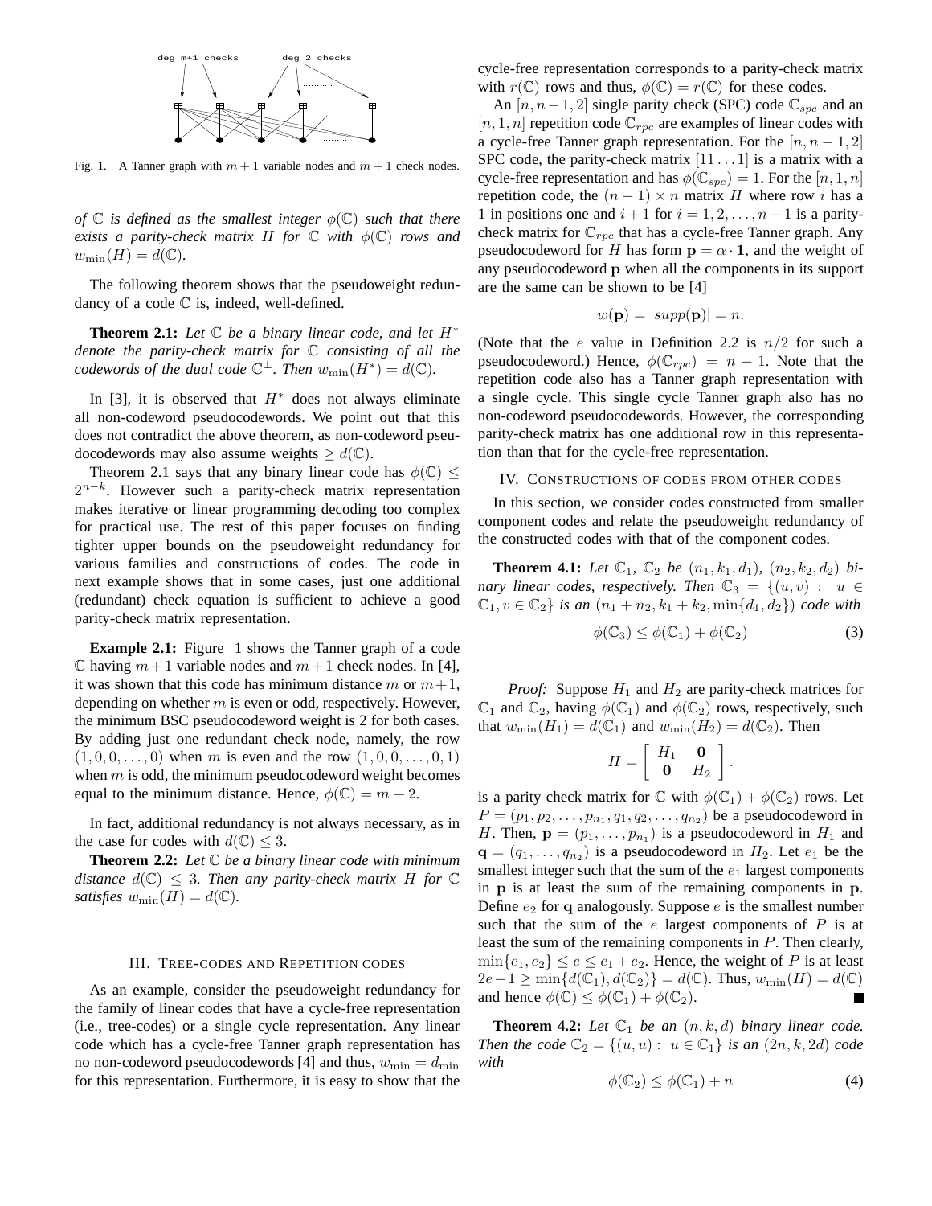Fig. 1. A Tanner graph with $m+1$ variable nodes and $m+1$ check nodes.

*of $\mathbb{C}$ is defined as the smallest integer $\phi(\mathbb{C})$ such that there exists a parity-check matrix $H$ for $\mathbb{C}$ with $\phi(\mathbb{C})$ rows and $w_{\min}(H) = d(\mathbb{C})$.*

The following theorem shows that the pseudoweight redundancy of a code $\mathbb{C}$ is, indeed, well-defined.

**Theorem 2.1:** *Let $\mathbb{C}$ be a binary linear code, and let $H^*$ denote the parity-check matrix for $\mathbb{C}$ consisting of all the codewords of the dual code $\mathbb{C}^\perp$. Then $w_{\min}(H^*) = d(\mathbb{C})$.*

In [3], it is observed that $H^*$ does not always eliminate all non-codeword pseudocodewords. We point out that this does not contradict the above theorem, as non-codeword pseudocodewords may also assume weights $\geq d(\mathbb{C})$.

Theorem 2.1 says that any binary linear code has $\phi(\mathbb{C}) \leq 2^{n-k}$. However such a parity-check matrix representation makes iterative or linear programming decoding too complex for practical use. The rest of this paper focuses on finding tighter upper bounds on the pseudoweight redundancy for various families and constructions of codes. The code in next example shows that in some cases, just one additional (redundant) check equation is sufficient to achieve a good parity-check matrix representation.

**Example 2.1:** Figure 1 shows the Tanner graph of a code $\mathbb{C}$ having $m+1$ variable nodes and $m+1$ check nodes. In [4], it was shown that this code has minimum distance $m$ or $m+1$, depending on whether $m$ is even or odd, respectively. However, the minimum BSC pseudocodeword weight is 2 for both cases. By adding just one redundant check node, namely, the row $(1, 0, 0, \ldots, 0)$ when $m$ is even and the row $(1, 0, 0, \ldots, 0, 1)$ when $m$ is odd, the minimum pseudocodeword weight becomes equal to the minimum distance. Hence, $\phi(\mathbb{C}) = m+2$.

In fact, additional redundancy is not always necessary, as in the case for codes with $d(\mathbb{C}) \leq 3$.

**Theorem 2.2:** *Let $\mathbb{C}$ be a binary linear code with minimum distance $d(\mathbb{C}) \leq 3$. Then any parity-check matrix $H$ for $\mathbb{C}$ satisfies $w_{\min}(H) = d(\mathbb{C})$.*

## III. Tree-codes and Repetition codes

As an example, consider the pseudoweight redundancy for the family of linear codes that have a cycle-free representation (i.e., tree-codes) or a single cycle representation. Any linear code which has a cycle-free Tanner graph representation has no non-codeword pseudocodewords [4] and thus, $w_{\min} = d_{\min}$ for this representation. Furthermore, it is easy to show that the cycle-free representation corresponds to a parity-check matrix with $r(\mathbb{C})$ rows and thus, $\phi(\mathbb{C}) = r(\mathbb{C})$ for these codes.

An $[n, n-1, 2]$ single parity check (SPC) code $\mathbb{C}_{spc}$ and an $[n, 1, n]$ repetition code $\mathbb{C}_{rpc}$ are examples of linear codes with a cycle-free Tanner graph representation. For the $[n, n-1, 2]$ SPC code, the parity-check matrix $[11\ldots1]$ is a matrix with a cycle-free representation and has $\phi(\mathbb{C}_{spc}) = 1$. For the $[n, 1, n]$ repetition code, the $(n-1) \times n$ matrix $H$ where row $i$ has a 1 in positions one and $i+1$ for $i = 1, 2, \ldots, n-1$ is a parity-check matrix for $\mathbb{C}_{rpc}$ that has a cycle-free Tanner graph. Any pseudocodeword for $H$ has form $\mathbf{p} = \alpha \cdot \mathbf{1}$, and the weight of any pseudocodeword $\mathbf{p}$ when all the components in its support are the same can be shown to be [4]

$$w(\mathbf{p}) = |supp(\mathbf{p})| = n.$$

(Note that the $e$ value in Definition 2.2 is $n/2$ for such a pseudocodeword.) Hence, $\phi(\mathbb{C}_{rpc}) = n-1$. Note that the repetition code also has a Tanner graph representation with a single cycle. This single cycle Tanner graph also has no non-codeword pseudocodewords. However, the corresponding parity-check matrix has one additional row in this representation than that for the cycle-free representation.

## IV. Constructions of codes from other codes

In this section, we consider codes constructed from smaller component codes and relate the pseudoweight redundancy of the constructed codes with that of the component codes.

**Theorem 4.1:** *Let $\mathbb{C}_1$, $\mathbb{C}_2$ be $(n_1, k_1, d_1)$, $(n_2, k_2, d_2)$ binary linear codes, respectively. Then $\mathbb{C}_3 = \{(u, v) : u \in \mathbb{C}_1, v \in \mathbb{C}_2\}$ is an $(n_1+n_2, k_1+k_2, \min\{d_1, d_2\})$ code with*

$$\phi(\mathbb{C}_3) \leq \phi(\mathbb{C}_1) + \phi(\mathbb{C}_2) \tag{3}$$

*Proof:* Suppose $H_1$ and $H_2$ are parity-check matrices for $\mathbb{C}_1$ and $\mathbb{C}_2$, having $\phi(\mathbb{C}_1)$ and $\phi(\mathbb{C}_2)$ rows, respectively, such that $w_{\min}(H_1) = d(\mathbb{C}_1)$ and $w_{\min}(H_2) = d(\mathbb{C}_2)$. Then

$$H = \begin{bmatrix} H_1 & \mathbf{0} \\ \mathbf{0} & H_2 \end{bmatrix}.$$

is a parity check matrix for $\mathbb{C}$ with $\phi(\mathbb{C}_1) + \phi(\mathbb{C}_2)$ rows. Let $P = (p_1, p_2, \ldots, p_{n_1}, q_1, q_2, \ldots, q_{n_2})$ be a pseudocodeword in $H$. Then, $\mathbf{p} = (p_1, \ldots, p_{n_1})$ is a pseudocodeword in $H_1$ and $\mathbf{q} = (q_1, \ldots, q_{n_2})$ is a pseudocodeword in $H_2$. Let $e_1$ be the smallest integer such that the sum of the $e_1$ largest components in $\mathbf{p}$ is at least the sum of the remaining components in $\mathbf{p}$. Define $e_2$ for $\mathbf{q}$ analogously. Suppose $e$ is the smallest number such that the sum of the $e$ largest components of $P$ is at least the sum of the remaining components in $P$. Then clearly, $\min\{e_1, e_2\} \leq e \leq e_1 + e_2$. Hence, the weight of $P$ is at least $2e - 1 \geq \min\{d(\mathbb{C}_1), d(\mathbb{C}_2)\} = d(\mathbb{C})$. Thus, $w_{\min}(H) = d(\mathbb{C})$ and hence $\phi(\mathbb{C}) \leq \phi(\mathbb{C}_1) + \phi(\mathbb{C}_2)$. ∎

**Theorem 4.2:** *Let $\mathbb{C}_1$ be an $(n, k, d)$ binary linear code. Then the code $\mathbb{C}_2 = \{(u, u) : u \in \mathbb{C}_1\}$ is an $(2n, k, 2d)$ code with*

$$\phi(\mathbb{C}_2) \leq \phi(\mathbb{C}_1) + n \tag{4}$$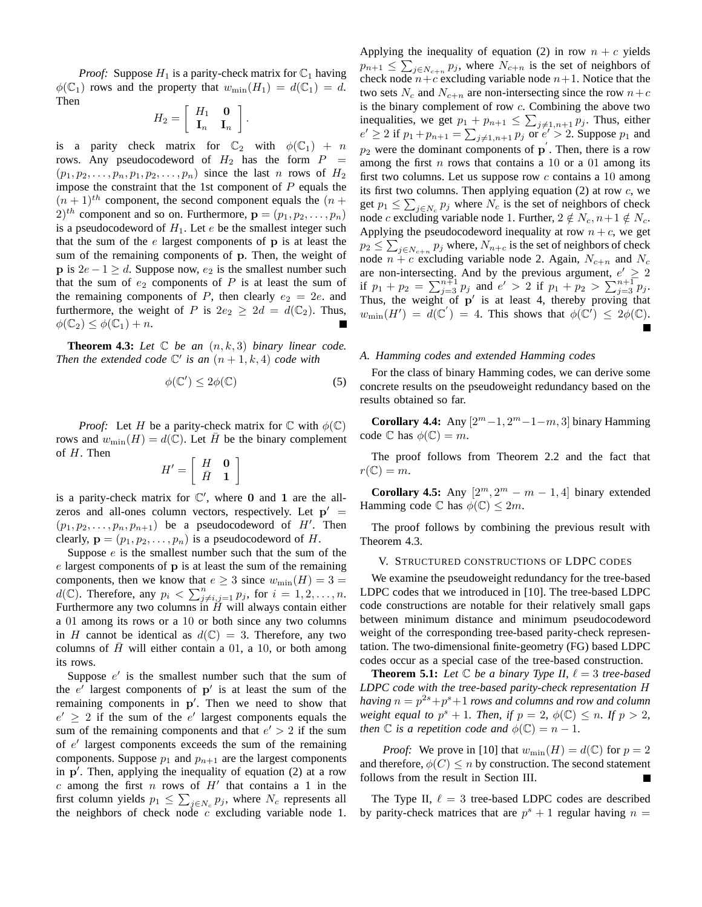*Proof:* Suppose $H_1$ is a parity-check matrix for $\mathbb{C}_1$ having $\phi(\mathbb{C}_1)$ rows and the property that $w_{\min}(H_1) = d(\mathbb{C}_1) = d$. Then

$$H_2 = \begin{bmatrix} H_1 & \mathbf{0} \\ \mathbf{I}_n & \mathbf{I}_n \end{bmatrix}.$$

is a parity check matrix for $\mathbb{C}_2$ with $\phi(\mathbb{C}_1) + n$ rows. Any pseudocodeword of $H_2$ has the form $P = (p_1, p_2, \ldots, p_n, p_1, p_2, \ldots, p_n)$ since the last $n$ rows of $H_2$ impose the constraint that the 1st component of $P$ equals the $(n+1)^{th}$ component, the second component equals the $(n+2)^{th}$ component and so on. Furthermore, $\mathbf{p} = (p_1, p_2, \ldots, p_n)$ is a pseudocodeword of $H_1$. Let $e$ be the smallest integer such that the sum of the $e$ largest components of $\mathbf{p}$ is at least the sum of the remaining components of $\mathbf{p}$. Then, the weight of $\mathbf{p}$ is $2e - 1 \geq d$. Suppose now, $e_2$ is the smallest number such that the sum of $e_2$ components of $P$ is at least the sum of the remaining components of $P$, then clearly $e_2 = 2e$. and furthermore, the weight of $P$ is $2e_2 \geq 2d = d(\mathbb{C}_2)$. Thus, $\phi(\mathbb{C}_2) \leq \phi(\mathbb{C}_1) + n$. ■

**Theorem 4.3:** *Let $\mathbb{C}$ be an $(n, k, 3)$ binary linear code. Then the extended code $\mathbb{C}'$ is an $(n+1, k, 4)$ code with*

$$\phi(\mathbb{C}') \leq 2\phi(\mathbb{C}) \tag{5}$$

*Proof:* Let $H$ be a parity-check matrix for $\mathbb{C}$ with $\phi(\mathbb{C})$ rows and $w_{\min}(H) = d(\mathbb{C})$. Let $\bar{H}$ be the binary complement of $H$. Then

$$H' = \begin{bmatrix} H & \mathbf{0} \\ \bar{H} & \mathbf{1} \end{bmatrix}$$

is a parity-check matrix for $\mathbb{C}'$, where $\mathbf{0}$ and $\mathbf{1}$ are the all-zeros and all-ones column vectors, respectively. Let $\mathbf{p}' = (p_1, p_2, \ldots, p_n, p_{n+1})$ be a pseudocodeword of $H'$. Then clearly, $\mathbf{p} = (p_1, p_2, \ldots, p_n)$ is a pseudocodeword of $H$.

Suppose $e$ is the smallest number such that the sum of the $e$ largest components of $\mathbf{p}$ is at least the sum of the remaining components, then we know that $e \geq 3$ since $w_{\min}(H) = 3 = d(\mathbb{C})$. Therefore, any $p_i < \sum_{j \neq i, j=1}^{n} p_j$, for $i = 1, 2, \ldots, n$. Furthermore any two columns in $\bar{H}$ will always contain either a 01 among its rows or a 10 or both since any two columns in $H$ cannot be identical as $d(\mathbb{C}) = 3$. Therefore, any two columns of $\bar{H}$ will either contain a 01, a 10, or both among its rows.

Suppose $e'$ is the smallest number such that the sum of the $e'$ largest components of $\mathbf{p}'$ is at least the sum of the remaining components in $\mathbf{p}'$. Then we need to show that $e' \geq 2$ if the sum of the $e'$ largest components equals the sum of the remaining components and that $e' > 2$ if the sum of $e'$ largest components exceeds the sum of the remaining components. Suppose $p_1$ and $p_{n+1}$ are the largest components in $\mathbf{p}'$. Then, applying the inequality of equation (2) at a row $c$ among the first $n$ rows of $H'$ that contains a 1 in the first column yields $p_1 \leq \sum_{j \in N_c} p_j$, where $N_c$ represents all the neighbors of check node $c$ excluding variable node 1. Applying the inequality of equation (2) in row $n + c$ yields $p_{n+1} \leq \sum_{j \in N_{c+n}} p_j$, where $N_{c+n}$ is the set of neighbors of check node $n+c$ excluding variable node $n+1$. Notice that the two sets $N_c$ and $N_{c+n}$ are non-intersecting since the row $n+c$ is the binary complement of row $c$. Combining the above two inequalities, we get $p_1 + p_{n+1} \leq \sum_{j \neq 1, n+1} p_j$. Thus, either $e' \geq 2$ if $p_1 + p_{n+1} = \sum_{j \neq 1, n+1} p_j$ or $e' > 2$. Suppose $p_1$ and $p_2$ were the dominant components of $\mathbf{p}'$. Then, there is a row among the first $n$ rows that contains a 10 or a 01 among its first two columns. Let us suppose row $c$ contains a 10 among its first two columns. Then applying equation (2) at row $c$, we get $p_1 \leq \sum_{j \in N_c} p_j$ where $N_c$ is the set of neighbors of check node $c$ excluding variable node 1. Further, $2 \notin N_c, n+1 \notin N_c$. Applying the pseudocodeword inequality at row $n+c$, we get $p_2 \leq \sum_{j \in N_{c+n}} p_j$ where, $N_{n+c}$ is the set of neighbors of check node $n + c$ excluding variable node 2. Again, $N_{c+n}$ and $N_c$ are non-intersecting. And by the previous argument, $e' \geq 2$ if $p_1 + p_2 = \sum_{j=3}^{n+1} p_j$ and $e' > 2$ if $p_1 + p_2 > \sum_{j=3}^{n+1} p_j$. Thus, the weight of $\mathbf{p}'$ is at least 4, thereby proving that $w_{\min}(H') = d(\mathbb{C}') = 4$. This shows that $\phi(\mathbb{C}') \leq 2\phi(\mathbb{C})$. ■

### A. Hamming codes and extended Hamming codes

For the class of binary Hamming codes, we can derive some concrete results on the pseudoweight redundancy based on the results obtained so far.

**Corollary 4.4:** Any $[2^m - 1, 2^m - 1 - m, 3]$ binary Hamming code $\mathbb{C}$ has $\phi(\mathbb{C}) = m$.

The proof follows from Theorem 2.2 and the fact that $r(\mathbb{C}) = m$.

**Corollary 4.5:** Any $[2^m, 2^m - m - 1, 4]$ binary extended Hamming code $\mathbb{C}$ has $\phi(\mathbb{C}) \leq 2m$.

The proof follows by combining the previous result with Theorem 4.3.

## V. Structured constructions of LDPC codes

We examine the pseudoweight redundancy for the tree-based LDPC codes that we introduced in [10]. The tree-based LDPC code constructions are notable for their relatively small gaps between minimum distance and minimum pseudocodeword weight of the corresponding tree-based parity-check representation. The two-dimensional finite-geometry (FG) based LDPC codes occur as a special case of the tree-based construction.

**Theorem 5.1:** *Let $\mathbb{C}$ be a binary Type II, $\ell = 3$ tree-based LDPC code with the tree-based parity-check representation $H$ having $n = p^{2s} + p^s + 1$ rows and columns and row and column weight equal to $p^s + 1$. Then, if $p = 2$, $\phi(\mathbb{C}) \leq n$. If $p > 2$, then $\mathbb{C}$ is a repetition code and $\phi(\mathbb{C}) = n - 1$.*

*Proof:* We prove in [10] that $w_{\min}(H) = d(\mathbb{C})$ for $p = 2$ and therefore, $\phi(C) \leq n$ by construction. The second statement follows from the result in Section III. ■

The Type II, $\ell = 3$ tree-based LDPC codes are described by parity-check matrices that are $p^s + 1$ regular having $n =$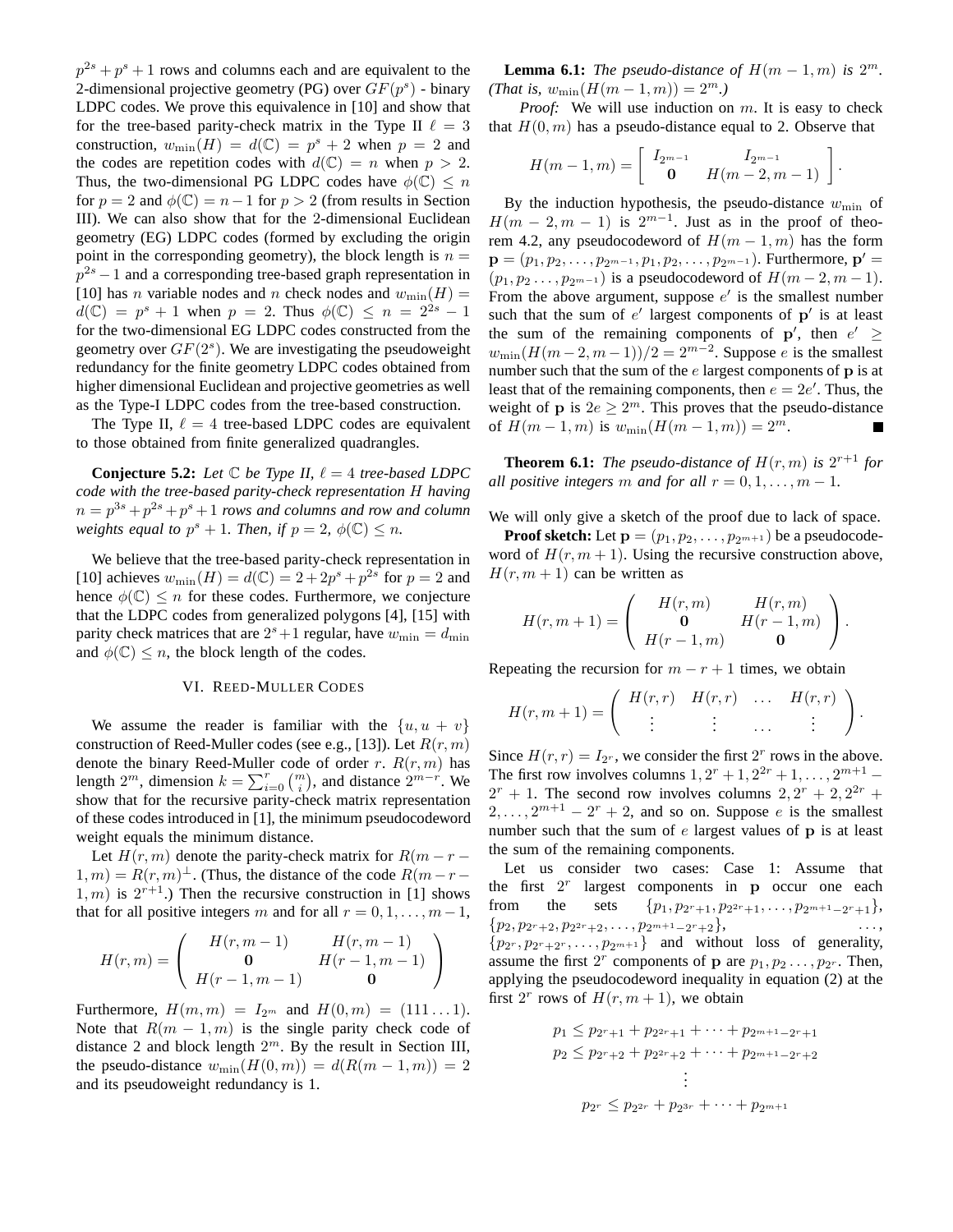$p^{2s}+p^s+1$ rows and columns each and are equivalent to the 2-dimensional projective geometry (PG) over $GF(p^s)$ - binary LDPC codes. We prove this equivalence in [10] and show that for the tree-based parity-check matrix in the Type II $\ell = 3$ construction, $w_{\min}(H) = d(\mathbb{C}) = p^s + 2$ when $p = 2$ and the codes are repetition codes with $d(\mathbb{C}) = n$ when $p > 2$. Thus, the two-dimensional PG LDPC codes have $\phi(\mathbb{C}) \leq n$ for $p = 2$ and $\phi(\mathbb{C}) = n-1$ for $p > 2$ (from results in Section III). We can also show that for the 2-dimensional Euclidean geometry (EG) LDPC codes (formed by excluding the origin point in the corresponding geometry), the block length is $n = p^{2s}-1$ and a corresponding tree-based graph representation in [10] has $n$ variable nodes and $n$ check nodes and $w_{\min}(H) = d(\mathbb{C}) = p^s + 1$ when $p = 2$. Thus $\phi(\mathbb{C}) \leq n = 2^{2s} - 1$ for the two-dimensional EG LDPC codes constructed from the geometry over $GF(2^s)$. We are investigating the pseudoweight redundancy for the finite geometry LDPC codes obtained from higher dimensional Euclidean and projective geometries as well as the Type-I LDPC codes from the tree-based construction.

The Type II, $\ell = 4$ tree-based LDPC codes are equivalent to those obtained from finite generalized quadrangles.

**Conjecture 5.2:** *Let $\mathbb{C}$ be Type II, $\ell = 4$ tree-based LDPC code with the tree-based parity-check representation $H$ having $n = p^{3s}+p^{2s}+p^s+1$ rows and columns and row and column weights equal to $p^s+1$. Then, if $p = 2$, $\phi(\mathbb{C}) \leq n$.*

We believe that the tree-based parity-check representation in [10] achieves $w_{\min}(H) = d(\mathbb{C}) = 2+2p^s+p^{2s}$ for $p = 2$ and hence $\phi(\mathbb{C}) \leq n$ for these codes. Furthermore, we conjecture that the LDPC codes from generalized polygons [4], [15] with parity check matrices that are $2^s+1$ regular, have $w_{\min} = d_{\min}$ and $\phi(\mathbb{C}) \leq n$, the block length of the codes.

## VI. Reed-Muller Codes

We assume the reader is familiar with the $\{u, u+v\}$ construction of Reed-Muller codes (see e.g., [13]). Let $R(r, m)$ denote the binary Reed-Muller code of order $r$. $R(r, m)$ has length $2^m$, dimension $k = \sum_{i=0}^{r} \binom{m}{i}$, and distance $2^{m-r}$. We show that for the recursive parity-check matrix representation of these codes introduced in [1], the minimum pseudocodeword weight equals the minimum distance.

Let $H(r, m)$ denote the parity-check matrix for $R(m-r-1, m) = R(r, m)^{\perp}$. (Thus, the distance of the code $R(m-r-1, m)$ is $2^{r+1}$.) Then the recursive construction in [1] shows that for all positive integers $m$ and for all $r = 0, 1, \ldots, m-1$,

$$H(r, m) = \begin{pmatrix} H(r, m-1) & H(r, m-1) \\ \mathbf{0} & H(r-1, m-1) \\ H(r-1, m-1) & \mathbf{0} \end{pmatrix}$$

Furthermore, $H(m, m) = I_{2^m}$ and $H(0, m) = (111\ldots1)$. Note that $R(m-1, m)$ is the single parity check code of distance 2 and block length $2^m$. By the result in Section III, the pseudo-distance $w_{\min}(H(0, m)) = d(R(m-1, m)) = 2$ and its pseudoweight redundancy is 1.

**Lemma 6.1:** *The pseudo-distance of $H(m-1, m)$ is $2^m$. (That is, $w_{\min}(H(m-1, m)) = 2^m$.)*

*Proof:* We will use induction on $m$. It is easy to check that $H(0, m)$ has a pseudo-distance equal to 2. Observe that

$$H(m-1, m) = \begin{bmatrix} I_{2^{m-1}} & I_{2^{m-1}} \\ \mathbf{0} & H(m-2, m-1) \end{bmatrix}.$$

By the induction hypothesis, the pseudo-distance $w_{\min}$ of $H(m-2, m-1)$ is $2^{m-1}$. Just as in the proof of theorem 4.2, any pseudocodeword of $H(m-1, m)$ has the form $\mathbf{p} = (p_1, p_2, \ldots, p_{2^{m-1}}, p_1, p_2, \ldots, p_{2^{m-1}})$. Furthermore, $\mathbf{p}' = (p_1, p_2 \ldots, p_{2^{m-1}})$ is a pseudocodeword of $H(m-2, m-1)$. From the above argument, suppose $e'$ is the smallest number such that the sum of $e'$ largest components of $\mathbf{p}'$ is at least the sum of the remaining components of $\mathbf{p}'$, then $e' \geq w_{\min}(H(m-2, m-1))/2 = 2^{m-2}$. Suppose $e$ is the smallest number such that the sum of the $e$ largest components of $\mathbf{p}$ is at least that of the remaining components, then $e = 2e'$. Thus, the weight of $\mathbf{p}$ is $2e \geq 2^m$. This proves that the pseudo-distance of $H(m-1, m)$ is $w_{\min}(H(m-1, m)) = 2^m$. ∎

**Theorem 6.1:** *The pseudo-distance of $H(r, m)$ is $2^{r+1}$ for all positive integers $m$ and for all $r = 0, 1, \ldots, m-1$.*

We will only give a sketch of the proof due to lack of space.

**Proof sketch:** Let $\mathbf{p} = (p_1, p_2, \ldots, p_{2^{m+1}})$ be a pseudocodeword of $H(r, m+1)$. Using the recursive construction above, $H(r, m+1)$ can be written as

$$H(r, m+1) = \begin{pmatrix} H(r, m) & H(r, m) \\ \mathbf{0} & H(r-1, m) \\ H(r-1, m) & \mathbf{0} \end{pmatrix}.$$

Repeating the recursion for $m-r+1$ times, we obtain

$$H(r, m+1) = \begin{pmatrix} H(r, r) & H(r, r) & \ldots & H(r, r) \\ \vdots & \vdots & \ldots & \vdots \end{pmatrix}.$$

Since $H(r, r) = I_{2^r}$, we consider the first $2^r$ rows in the above. The first row involves columns $1, 2^r+1, 2^{2r}+1, \ldots, 2^{m+1} - 2^r + 1$. The second row involves columns $2, 2^r+2, 2^{2r}+2, \ldots, 2^{m+1} - 2^r + 2$, and so on. Suppose $e$ is the smallest number such that the sum of $e$ largest values of $\mathbf{p}$ is at least the sum of the remaining components.

Let us consider two cases: Case 1: Assume that the first $2^r$ largest components in $\mathbf{p}$ occur one each from the sets $\{p_1, p_{2^r+1}, p_{2^{2r}+1}, \ldots, p_{2^{m+1}-2^r+1}\}$, $\{p_2, p_{2^r+2}, p_{2^{2r}+2}, \ldots, p_{2^{m+1}-2^r+2}\}$, $\ldots$, $\{p_{2^r}, p_{2^r+2^r}, \ldots, p_{2^{m+1}}\}$ and without loss of generality, assume the first $2^r$ components of $\mathbf{p}$ are $p_1, p_2 \ldots, p_{2^r}$. Then, applying the pseudocodeword inequality in equation (2) at the first $2^r$ rows of $H(r, m+1)$, we obtain

$$\begin{aligned} p_1 &\leq p_{2^r+1} + p_{2^{2r}+1} + \cdots + p_{2^{m+1}-2^r+1} \\ p_2 &\leq p_{2^r+2} + p_{2^{2r}+2} + \cdots + p_{2^{m+1}-2^r+2} \\ &\vdots \\ p_{2^r} &\leq p_{2^{2r}} + p_{2^{3r}} + \cdots + p_{2^{m+1}} \end{aligned}$$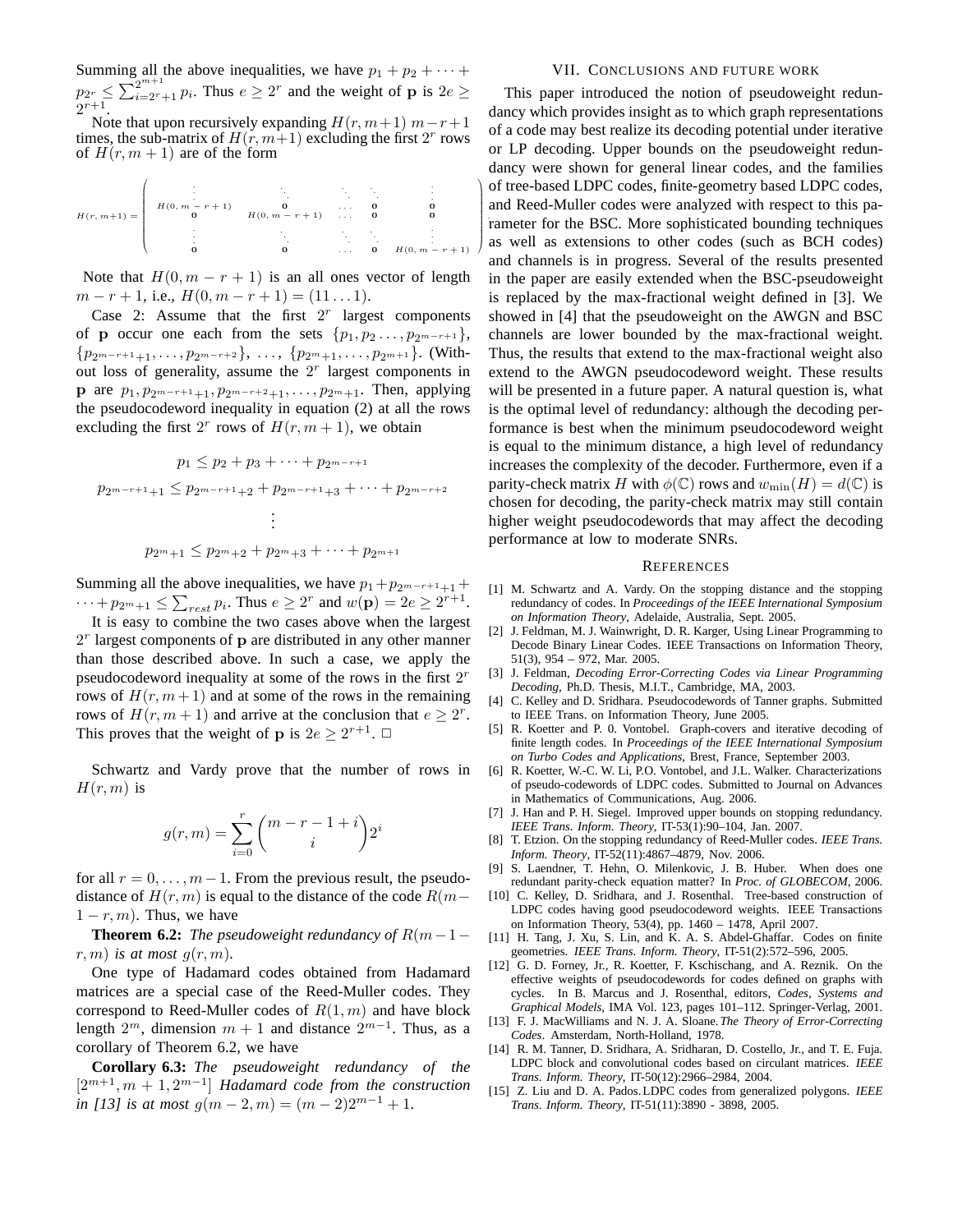Summing all the above inequalities, we have $p_1 + p_2 + \cdots + p_{2^r} \leq \sum_{i=2^r+1}^{2^{m+1}} p_i$. Thus $e \geq 2^r$ and the weight of $\mathbf{p}$ is $2e \geq 2^{r+1}$.

Note that upon recursively expanding $H(r, m+1)$ $m-r+1$ times, the sub-matrix of $H(r, m+1)$ excluding the first $2^r$ rows of $H(r, m+1)$ are of the form

$$H(r, m+1) = \begin{pmatrix} \vdots & \ddots & \ddots & \ddots & \vdots \\ H(0, m-r+1) & \mathbf{o} & \cdots & \mathbf{o} & \mathbf{o} \\ \mathbf{o} & H(0, m-r+1) & \cdots & \mathbf{o} & \mathbf{o} \\ \vdots & \ddots & \ddots & \ddots & \vdots \\ \mathbf{o} & \mathbf{o} & \cdots & \mathbf{o} & H(0, m-r+1) \end{pmatrix}$$

Note that $H(0, m-r+1)$ is an all ones vector of length $m-r+1$, i.e., $H(0, m-r+1) = (11\ldots1)$.

Case 2: Assume that the first $2^r$ largest components of $\mathbf{p}$ occur one each from the sets $\{p_1, p_2 \ldots, p_{2^{m-r+1}}\}$, $\{p_{2^{m-r+1}+1}, \ldots, p_{2^{m-r+2}}\}$, $\ldots$, $\{p_{2^m+1}, \ldots, p_{2^{m+1}}\}$. (Without loss of generality, assume the $2^r$ largest components in $\mathbf{p}$ are $p_1, p_{2^{m-r+1}+1}, p_{2^{m-r+2}+1}, \ldots, p_{2^m+1}$. Then, applying the pseudocodeword inequality in equation (2) at all the rows excluding the first $2^r$ rows of $H(r, m+1)$, we obtain

$$p_1 \leq p_2 + p_3 + \cdots + p_{2^{m-r+1}}$$

$$p_{2^{m-r+1}+1} \leq p_{2^{m-r+1}+2} + p_{2^{m-r+1}+3} + \cdots + p_{2^{m-r+2}}$$

$$\vdots$$

$$p_{2^m+1} \leq p_{2^m+2} + p_{2^m+3} + \cdots + p_{2^{m+1}}$$

Summing all the above inequalities, we have $p_1 + p_{2^{m-r+1}+1} + \cdots + p_{2^m+1} \leq \sum_{rest} p_i$. Thus $e \geq 2^r$ and $w(\mathbf{p}) = 2e \geq 2^{r+1}$.

It is easy to combine the two cases above when the largest $2^r$ largest components of $\mathbf{p}$ are distributed in any other manner than those described above. In such a case, we apply the pseudocodeword inequality at some of the rows in the first $2^r$ rows of $H(r, m+1)$ and at some of the rows in the remaining rows of $H(r, m+1)$ and arrive at the conclusion that $e \geq 2^r$. This proves that the weight of $\mathbf{p}$ is $2e \geq 2^{r+1}$. □

Schwartz and Vardy prove that the number of rows in $H(r, m)$ is

$$g(r, m) = \sum_{i=0}^{r} \binom{m-r-1+i}{i} 2^i$$

for all $r = 0, \ldots, m-1$. From the previous result, the pseudodistance of $H(r, m)$ is equal to the distance of the code $R(m-1-r, m)$. Thus, we have

**Theorem 6.2:** *The pseudoweight redundancy of $R(m-1-r, m)$ is at most $g(r, m)$.*

One type of Hadamard codes obtained from Hadamard matrices are a special case of the Reed-Muller codes. They correspond to Reed-Muller codes of $R(1, m)$ and have block length $2^m$, dimension $m+1$ and distance $2^{m-1}$. Thus, as a corollary of Theorem 6.2, we have

**Corollary 6.3:** *The pseudoweight redundancy of the $[2^{m+1}, m+1, 2^{m-1}]$ Hadamard code from the construction in [13] is at most $g(m-2, m) = (m-2)2^{m-1} + 1$.*

## VII. Conclusions and Future Work

This paper introduced the notion of pseudoweight redundancy which provides insight as to which graph representations of a code may best realize its decoding potential under iterative or LP decoding. Upper bounds on the pseudoweight redundancy were shown for general linear codes, and the families of tree-based LDPC codes, finite-geometry based LDPC codes, and Reed-Muller codes were analyzed with respect to this parameter for the BSC. More sophisticated bounding techniques as well as extensions to other codes (such as BCH codes) and channels is in progress. Several of the results presented in the paper are easily extended when the BSC-pseudoweight is replaced by the max-fractional weight defined in [3]. We showed in [4] that the pseudoweight on the AWGN and BSC channels are lower bounded by the max-fractional weight. Thus, the results that extend to the max-fractional weight also extend to the AWGN pseudocodeword weight. These results will be presented in a future paper. A natural question is, what is the optimal level of redundancy: although the decoding performance is best when the minimum pseudocodeword weight is equal to the minimum distance, a high level of redundancy increases the complexity of the decoder. Furthermore, even if a parity-check matrix $H$ with $\phi(\mathbb{C})$ rows and $w_{\min}(H) = d(\mathbb{C})$ is chosen for decoding, the parity-check matrix may still contain higher weight pseudocodewords that may affect the decoding performance at low to moderate SNRs.

## References

[1] M. Schwartz and A. Vardy. On the stopping distance and the stopping redundancy of codes. In *Proceedings of the IEEE International Symposium on Information Theory*, Adelaide, Australia, Sept. 2005.

[2] J. Feldman, M. J. Wainwright, D. R. Karger, Using Linear Programming to Decode Binary Linear Codes. IEEE Transactions on Information Theory, 51(3), 954 – 972, Mar. 2005.

[3] J. Feldman, *Decoding Error-Correcting Codes via Linear Programming Decoding*, Ph.D. Thesis, M.I.T., Cambridge, MA, 2003.

[4] C. Kelley and D. Sridhara. Pseudocodewords of Tanner graphs. Submitted to IEEE Trans. on Information Theory, June 2005.

[5] R. Koetter and P. 0. Vontobel. Graph-covers and iterative decoding of finite length codes. In *Proceedings of the IEEE International Symposium on Turbo Codes and Applications*, Brest, France, September 2003.

[6] R. Koetter, W.-C. W. Li, P.O. Vontobel, and J.L. Walker. Characterizations of pseudo-codewords of LDPC codes. Submitted to Journal on Advances in Mathematics of Communications, Aug. 2006.

[7] J. Han and P. H. Siegel. Improved upper bounds on stopping redundancy. *IEEE Trans. Inform. Theory*, IT-53(1):90–104, Jan. 2007.

[8] T. Etzion. On the stopping redundancy of Reed-Muller codes. *IEEE Trans. Inform. Theory*, IT-52(11):4867–4879, Nov. 2006.

[9] S. Laendner, T. Hehn, O. Milenkovic, J. B. Huber. When does one redundant parity-check equation matter? In *Proc. of GLOBECOM*, 2006.

[10] C. Kelley, D. Sridhara, and J. Rosenthal. Tree-based construction of LDPC codes having good pseudocodeword weights. IEEE Transactions on Information Theory, 53(4), pp. 1460 – 1478, April 2007.

[11] H. Tang, J. Xu, S. Lin, and K. A. S. Abdel-Ghaffar. Codes on finite geometries. *IEEE Trans. Inform. Theory*, IT-51(2):572–596, 2005.

[12] G. D. Forney, Jr., R. Koetter, F. Kschischang, and A. Reznik. On the effective weights of pseudocodewords for codes defined on graphs with cycles. In B. Marcus and J. Rosenthal, editors, *Codes, Systems and Graphical Models*, IMA Vol. 123, pages 101–112. Springer-Verlag, 2001.

[13] F. J. MacWilliams and N. J. A. Sloane. *The Theory of Error-Correcting Codes*. Amsterdam, North-Holland, 1978.

[14] R. M. Tanner, D. Sridhara, A. Sridharan, D. Costello, Jr., and T. E. Fuja. LDPC block and convolutional codes based on circulant matrices. *IEEE Trans. Inform. Theory*, IT-50(12):2966–2984, 2004.

[15] Z. Liu and D. A. Pados. LDPC codes from generalized polygons. *IEEE Trans. Inform. Theory*, IT-51(11):3890 - 3898, 2005.